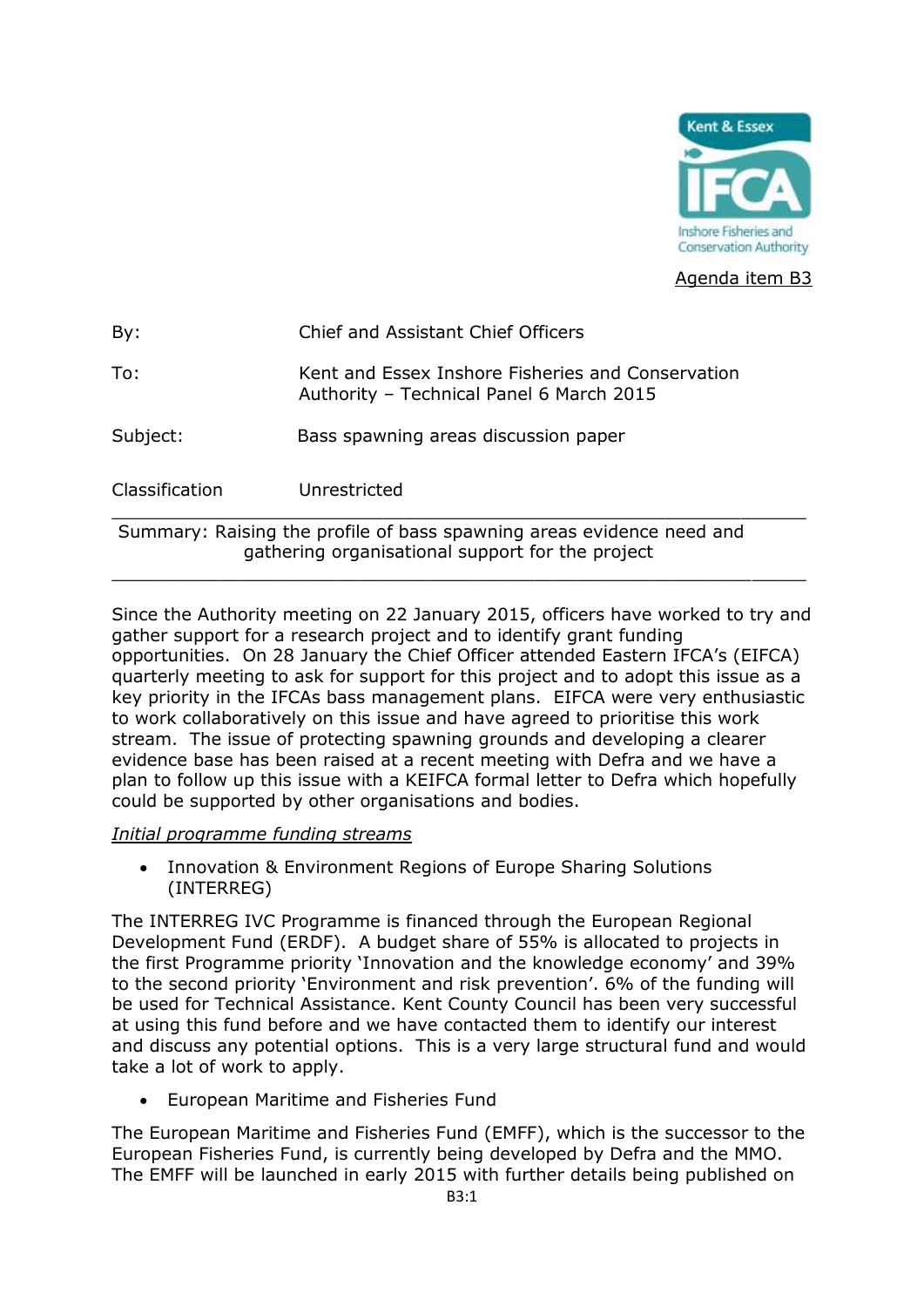Agenda item B3

| | |
|---|---|
| By: | Chief and Assistant Chief Officers |
| To: | Kent and Essex Inshore Fisheries and Conservation Authority – Technical Panel 6 March 2015 |
| Subject: | Bass spawning areas discussion paper |
| Classification | Unrestricted |

---

Summary: Raising the profile of bass spawning areas evidence need and gathering organisational support for the project

---

Since the Authority meeting on 22 January 2015, officers have worked to try and gather support for a research project and to identify grant funding opportunities. On 28 January the Chief Officer attended Eastern IFCA's (EIFCA) quarterly meeting to ask for support for this project and to adopt this issue as a key priority in the IFCAs bass management plans. EIFCA were very enthusiastic to work collaboratively on this issue and have agreed to prioritise this work stream. The issue of protecting spawning grounds and developing a clearer evidence base has been raised at a recent meeting with Defra and we have a plan to follow up this issue with a KEIFCA formal letter to Defra which hopefully could be supported by other organisations and bodies.

*Initial programme funding streams*

- Innovation & Environment Regions of Europe Sharing Solutions (INTERREG)

The INTERREG IVC Programme is financed through the European Regional Development Fund (ERDF). A budget share of 55% is allocated to projects in the first Programme priority 'Innovation and the knowledge economy' and 39% to the second priority 'Environment and risk prevention'. 6% of the funding will be used for Technical Assistance. Kent County Council has been very successful at using this fund before and we have contacted them to identify our interest and discuss any potential options. This is a very large structural fund and would take a lot of work to apply.

- European Maritime and Fisheries Fund

The European Maritime and Fisheries Fund (EMFF), which is the successor to the European Fisheries Fund, is currently being developed by Defra and the MMO. The EMFF will be launched in early 2015 with further details being published on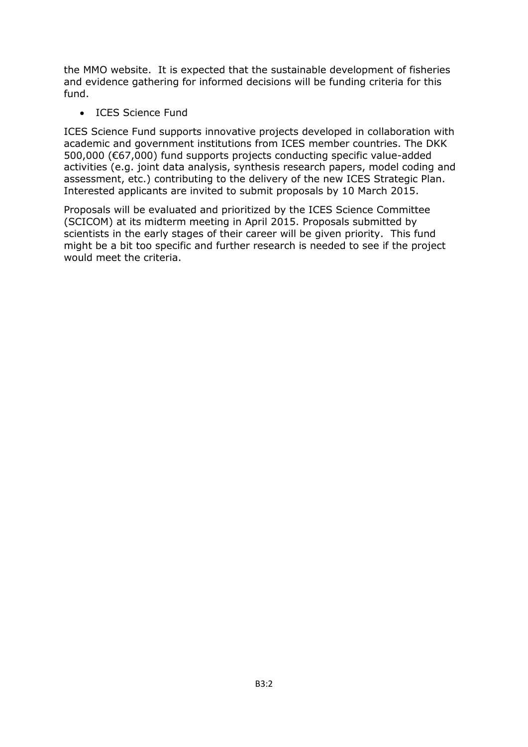the MMO website. It is expected that the sustainable development of fisheries and evidence gathering for informed decisions will be funding criteria for this fund.

- ICES Science Fund

ICES Science Fund supports innovative projects developed in collaboration with academic and government institutions from ICES member countries. The DKK 500,000 (€67,000) fund supports projects conducting specific value-added activities (e.g. joint data analysis, synthesis research papers, model coding and assessment, etc.) contributing to the delivery of the new ICES Strategic Plan. Interested applicants are invited to submit proposals by 10 March 2015.

Proposals will be evaluated and prioritized by the ICES Science Committee (SCICOM) at its midterm meeting in April 2015. Proposals submitted by scientists in the early stages of their career will be given priority. This fund might be a bit too specific and further research is needed to see if the project would meet the criteria.